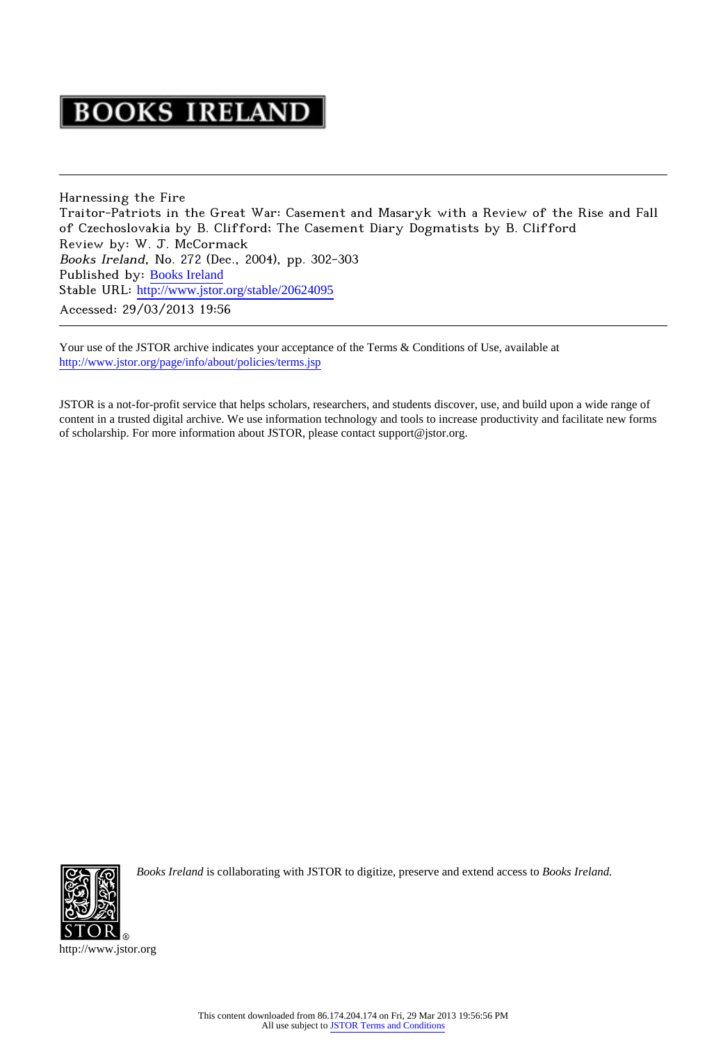# BOOKS IRELAND

Harnessing the Fire
Traitor-Patriots in the Great War: Casement and Masaryk with a Review of the Rise and Fall of Czechoslovakia by B. Clifford; The Casement Diary Dogmatists by B. Clifford
Review by: W. J. McCormack
*Books Ireland*, No. 272 (Dec., 2004), pp. 302-303
Published by: Books Ireland
Stable URL: http://www.jstor.org/stable/20624095
Accessed: 29/03/2013 19:56

Your use of the JSTOR archive indicates your acceptance of the Terms & Conditions of Use, available at http://www.jstor.org/page/info/about/policies/terms.jsp

JSTOR is a not-for-profit service that helps scholars, researchers, and students discover, use, and build upon a wide range of content in a trusted digital archive. We use information technology and tools to increase productivity and facilitate new forms of scholarship. For more information about JSTOR, please contact support@jstor.org.

*Books Ireland* is collaborating with JSTOR to digitize, preserve and extend access to *Books Ireland.*

http://www.jstor.org

This content downloaded from 86.174.204.174 on Fri, 29 Mar 2013 19:56:56 PM
All use subject to JSTOR Terms and Conditions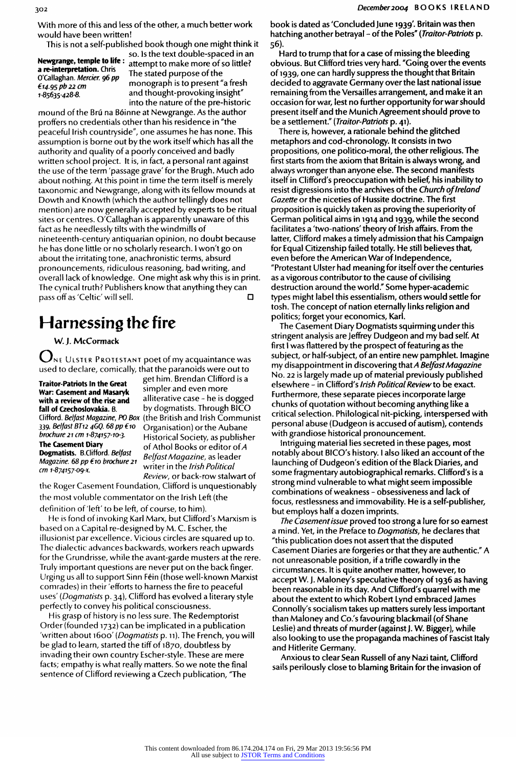With more of this and less of the other, a much better work would have been written!

This is not a self-published book though one might think it so. Is the text double-spaced in an attempt to make more of so little? The stated purpose of the monograph is to present "a fresh and thought-provoking insight" into the nature of the pre-historic mound of the Brú na Bóinne at Newgrange. As the author proffers no credentials other than his residence in "the peaceful Irish countryside", one assumes he has none. This assumption is borne out by the work itself which has all the authority and quality of a poorly conceived and badly written school project. It is, in fact, a personal rant against the use of the term 'passage grave' for the Brugh. Much ado about nothing. At this point in time the term itself is merely taxonomic and Newgrange, along with its fellow mounds at Dowth and Knowth (which the author tellingly does not mention) are now generally accepted by experts to be ritual sites or centres. O'Callaghan is apparently unaware of this fact as he needlessly tilts with the windmills of nineteenth-century antiquarian opinion, no doubt because he has done little or no scholarly research. I won't go on about the irritating tone, anachronistic terms, absurd pronouncements, ridiculous reasoning, bad writing, and overall lack of knowledge. One might ask why this is in print. The cynical truth? Publishers know that anything they can pass off as 'Celtic' will sell.

**Newgrange, temple to life: a re-interpretation.** Chris O'Callaghan. *Mercier. 96 pp €14.95 pb 22 cm 1-85635-428-8.*

# Harnessing the fire

W. J. McCormack

ONE ULSTER PROTESTANT poet of my acquaintance was used to declare, comically, that the paranoids were out to get him. Brendan Clifford is a simpler and even more alliterative case – he is dogged by dogmatists. Through BICO (the British and Irish Communist Organisation) or the Aubane Historical Society, as publisher of Athol Books or editor of *A Belfast Magazine*, as leader writer in the *Irish Political Review*, or back-row stalwart of the Roger Casement Foundation, Clifford is unquestionably the most voluble commentator on the Irish Left (the definition of 'left' to be left, of course, to him).

**Traitor-Patriots In the Great War: Casement and Masaryk with a review of the rise and fall of Czechoslovakia.** B. Clifford. *Belfast Magazine, PO Box 339, Belfast BT12 4GQ. 68 pp €10 brochure 21 cm 1-874157-10-3.*

**The Casement Diary Dogmatists.** B.Clifford. *Belfast Magazine. 68 pp €10 brochure 21 cm 1-874157-09-x.*

He is fond of invoking Karl Marx, but Clifford's Marxism is based on a Capital re-designed by M. C. Escher, the illusionist par excellence. Vicious circles are squared up to. The dialectic advances backwards, workers reach upwards for the Grundrisse, while the avant-garde musters at the rere. Truly important questions are never put on the back finger. Urging us all to support Sinn Féin (those well-known Marxist comrades) in their 'efforts to harness the fire to peaceful uses' (*Dogmatists* p. 34), Clifford has evolved a literary style perfectly to convey his political consciousness.

His grasp of history is no less sure. The Redemptorist Order (founded 1732) can be implicated in a publication 'written about 1600' (*Dogmatists* p. 11). The French, you will be glad to learn, started the tiff of 1870, doubtless by invading their own country Escher-style. These are mere facts; empathy is what really matters. So we note the final sentence of Clifford reviewing a Czech publication, "The book is dated as 'Concluded June 1939'. Britain was then hatching another betrayal – of the Poles" (*Traitor-Patriots* p. 56).

Hard to trump that for a case of missing the bleeding obvious. But Clifford tries very hard. "Going over the events of 1939, one can hardly suppress the thought that Britain decided to aggravate Germany over the last national issue remaining from the Versailles arrangement, and make it an occasion for war, lest no further opportunity for war should present itself and the Munich Agreement should prove to be a settlement." (*Traitor-Patriots* p. 41).

There is, however, a rationale behind the glitched metaphors and cod-chronology. It consists in two propositions, one politico-moral, the other religious. The first starts from the axiom that Britain is always wrong, and always wronger than anyone else. The second manifests itself in Clifford's preoccupation with belief, his inability to resist digressions into the archives of the *Church of Ireland Gazette* or the niceties of Hussite doctrine. The first proposition is quickly taken as proving the superiority of German political aims in 1914 and 1939, while the second facilitates a 'two-nations' theory of Irish affairs. From the latter, Clifford makes a timely admission that his Campaign for Equal Citizenship failed totally. He still believes that, even before the American War of Independence, "Protestant Ulster had meaning for itself over the centuries as a vigorous contributor to the cause of civilising destruction around the world." Some hyper-academic types might label this essentialism, others would settle for tosh. The concept of nation eternally links religion and politics; forget your economics, Karl.

The Casement Diary Dogmatists squirming under this stringent analysis are Jeffrey Dudgeon and my bad self. At first I was flattered by the prospect of featuring as the subject, or half-subject, of an entire new pamphlet. Imagine my disappointment in discovering that *A Belfast Magazine* No. 22 is largely made up of material previously published elsewhere – in Clifford's *Irish Political Review* to be exact. Furthermore, these separate pieces incorporate large chunks of quotation without becoming anything like a critical selection. Philological nit-picking, interspersed with personal abuse (Dudgeon is accused of autism), contends with grandiose historical pronouncement.

Intriguing material lies secreted in these pages, most notably about BICO's history. I also liked an account of the launching of Dudgeon's edition of the Black Diaries, and some fragmentary autobiographical remarks. Clifford's is a strong mind vulnerable to what might seem impossible combinations of weakness – obsessiveness and lack of focus, restlessness and immovability. He is a self-publisher, but employs half a dozen imprints.

*The Casement issue* proved too strong a lure for so earnest a mind. Yet, in the Preface to *Dogmatists*, he declares that "this publication does not assert that the disputed Casement Diaries are forgeries or that they are authentic." A not unreasonable position, if a trifle cowardly in the circumstances. It is quite another matter, however, to accept W. J. Maloney's speculative theory of 1936 as having been reasonable in its day. And Clifford's quarrel with me about the extent to which Robert Lynd embraced James Connolly's socialism takes up matters surely less important than Maloney and Co.'s favouring blackmail (of Shane Leslie) and threats of murder (against J. W. Bigger), while also looking to use the propaganda machines of Fascist Italy and Hitlerite Germany.

Anxious to clear Sean Russell of any Nazi taint, Clifford sails perilously close to blaming Britain for the invasion of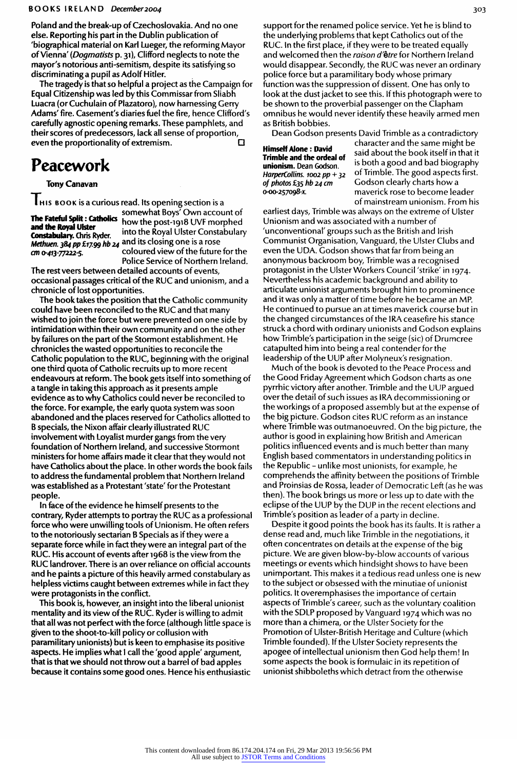Poland and the break-up of Czechoslovakia. And no one else. Reporting his part in the Dublin publication of 'biographical material on Karl Lueger, the reforming Mayor of Vienna' (*Dogmatists* p. 31), Clifford neglects to note the mayor's notorious anti-semitism, despite its satisfying so discriminating a pupil as Adolf Hitler.

The tragedy is that so helpful a project as the Campaign for Equal Citizenship was led by this Commissar from Sliabh Luacra (or Cuchulain of Plazatoro), now harnessing Gerry Adams' fire. Casement's diaries fuel the fire, hence Clifford's carefully agnostic opening remarks. These pamphlets, and their scores of predecessors, lack all sense of proportion, even the proportionality of extremism. □

# Peacework

**Tony Canavan**

**The Fateful Split : Catholics and the Royal Ulster Constabulary.** Chris Ryder. *Methuen. 384 pp £17.99 hb 24 cm 0-413-77222-5.*

THIS BOOK is a curious read. Its opening section is a somewhat Boys' Own account of how the post-1918 UVF morphed into the Royal Ulster Constabulary and its closing one is a rose coloured view of the future for the Police Service of Northern Ireland. The rest veers between detailed accounts of events, occasional passages critical of the RUC and unionism, and a chronicle of lost opportunities.

The book takes the position that the Catholic community could have been reconciled to the RUC and that many wished to join the force but were prevented on one side by intimidation within their own community and on the other by failures on the part of the Stormont establishment. He chronicles the wasted opportunities to reconcile the Catholic population to the RUC, beginning with the original one third quota of Catholic recruits up to more recent endeavours at reform. The book gets itself into something of a tangle in taking this approach as it presents ample evidence as to why Catholics could never be reconciled to the force. For example, the early quota system was soon abandoned and the places reserved for Catholics allotted to B specials, the Nixon affair clearly illustrated RUC involvement with Loyalist murder gangs from the very foundation of Northern Ireland, and successive Stormont ministers for home affairs made it clear that they would not have Catholics about the place. In other words the book fails to address the fundamental problem that Northern Ireland was established as a Protestant 'state' for the Protestant people.

In face of the evidence he himself presents to the contrary, Ryder attempts to portray the RUC as a professional force who were unwilling tools of Unionism. He often refers to the notoriously sectarian B Specials as if they were a separate force while in fact they were an integral part of the RUC. His account of events after 1968 is the view from the RUC landrover. There is an over reliance on official accounts and he paints a picture of this heavily armed constabulary as helpless victims caught between extremes while in fact they were protagonists in the conflict.

This book is, however, an insight into the liberal unionist mentality and its view of the RUC. Ryder is willing to admit that all was not perfect with the force (although little space is given to the shoot-to-kill policy or collusion with paramilitary unionists) but is keen to emphasise its positive aspects. He implies what I call the 'good apple' argument, that is that we should not throw out a barrel of bad apples because it contains some good ones. Hence his enthusiastic support for the renamed police service. Yet he is blind to the underlying problems that kept Catholics out of the RUC. In the first place, if they were to be treated equally and welcomed then the *raison d'être* for Northern Ireland would disappear. Secondly, the RUC was never an ordinary police force but a paramilitary body whose primary function was the suppression of dissent. One has only to look at the dust jacket to see this. If this photograph were to be shown to the proverbial passenger on the Clapham omnibus he would never identify these heavily armed men as British bobbies.

**Himself Alone : David Trimble and the ordeal of unionism.** Dean Godson. *HarperCollins. 1002 pp + 32 of photos £35 hb 24 cm 0-00-257098-x.*

Dean Godson presents David Trimble as a contradictory character and the same might be said about the book itself in that it is both a good and bad biography of Trimble. The good aspects first. Godson clearly charts how a maverick rose to become leader of mainstream unionism. From his earliest days, Trimble was always on the extreme of Ulster Unionism and was associated with a number of 'unconventional' groups such as the British and Irish Communist Organisation, Vanguard, the Ulster Clubs and even the UDA. Godson shows that far from being an anonymous backroom boy, Trimble was a recognised protagonist in the Ulster Workers Council 'strike' in 1974. Nevertheless his academic background and ability to articulate unionist arguments brought him to prominence and it was only a matter of time before he became an MP. He continued to pursue an at times maverick course but in the changed circumstances of the IRA ceasefire his stance struck a chord with ordinary unionists and Godson explains how Trimble's participation in the seige (sic) of Drumcree catapulted him into being a real contender for the leadership of the UUP after Molyneux's resignation.

Much of the book is devoted to the Peace Process and the Good Friday Agreement which Godson charts as one pyrrhic victory after another. Trimble and the UUP argued over the detail of such issues as IRA decommissioning or the workings of a proposed assembly but at the expense of the big picture. Godson cites RUC reform as an instance where Trimble was outmanoeuvred. On the big picture, the author is good in explaining how British and American politics influenced events and is much better than many English based commentators in understanding politics in the Republic – unlike most unionists, for example, he comprehends the affinity between the positions of Trimble and Proinsias de Rossa, leader of Democratic Left (as he was then). The book brings us more or less up to date with the eclipse of the UUP by the DUP in the recent elections and Trimble's position as leader of a party in decline.

Despite it good points the book has its faults. It is rather a dense read and, much like Trimble in the negotiations, it often concentrates on details at the expense of the big picture. We are given blow-by-blow accounts of various meetings or events which hindsight shows to have been unimportant. This makes it a tedious read unless one is new to the subject or obsessed with the minutiae of unionist politics. It overemphasises the importance of certain aspects of Trimble's career, such as the voluntary coalition with the SDLP proposed by Vanguard 1974 which was no more than a chimera, or the Ulster Society for the Promotion of Ulster-British Heritage and Culture (which Trimble founded). If the Ulster Society represents the apogee of intellectual unionism then God help them! In some aspects the book is formulaic in its repetition of unionist shibboleths which detract from the otherwise